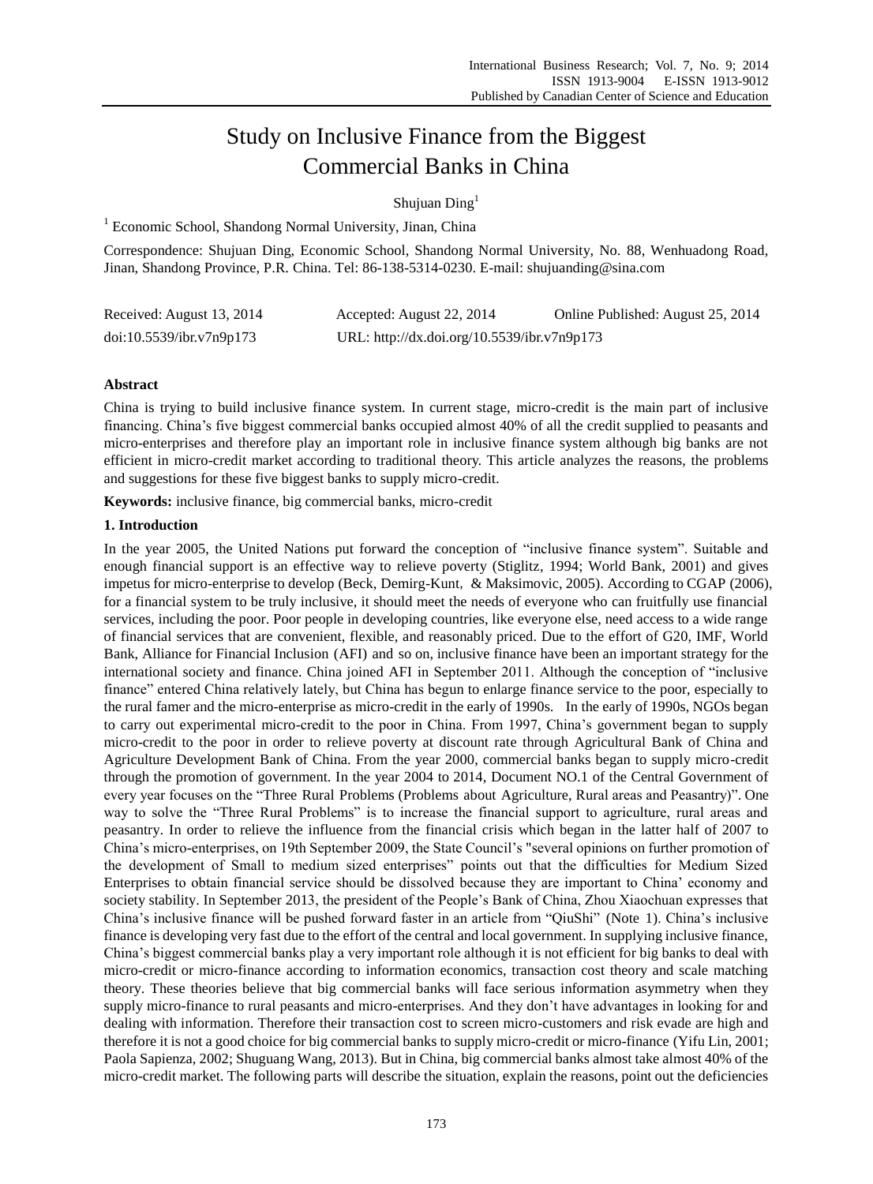# Study on Inclusive Finance from the Biggest Commercial Banks in China

Shujuan Ding[1]

[1] Economic School, Shandong Normal University, Jinan, China

Correspondence: Shujuan Ding, Economic School, Shandong Normal University, No. 88, Wenhuadong Road, Jinan, Shandong Province, P.R. China. Tel: 86-138-5314-0230. E-mail: shujuanding@sina.com

Received: August 13, 2014 Accepted: August 22, 2014 Online Published: August 25, 2014

doi:10.5539/ibr.v7n9p173 URL: http://dx.doi.org/10.5539/ibr.v7n9p173

## Abstract

China is trying to build inclusive finance system. In current stage, micro-credit is the main part of inclusive financing. China's five biggest commercial banks occupied almost 40% of all the credit supplied to peasants and micro-enterprises and therefore play an important role in inclusive finance system although big banks are not efficient in micro-credit market according to traditional theory. This article analyzes the reasons, the problems and suggestions for these five biggest banks to supply micro-credit.

**Keywords:** inclusive finance, big commercial banks, micro-credit

## 1. Introduction

In the year 2005, the United Nations put forward the conception of "inclusive finance system". Suitable and enough financial support is an effective way to relieve poverty (Stiglitz, 1994; World Bank, 2001) and gives impetus for micro-enterprise to develop (Beck, Demirg-Kunt, & Maksimovic, 2005). According to CGAP (2006), for a financial system to be truly inclusive, it should meet the needs of everyone who can fruitfully use financial services, including the poor. Poor people in developing countries, like everyone else, need access to a wide range of financial services that are convenient, flexible, and reasonably priced. Due to the effort of G20, IMF, World Bank, Alliance for Financial Inclusion (AFI) and so on, inclusive finance have been an important strategy for the international society and finance. China joined AFI in September 2011. Although the conception of "inclusive finance" entered China relatively lately, but China has begun to enlarge finance service to the poor, especially to the rural famer and the micro-enterprise as micro-credit in the early of 1990s. In the early of 1990s, NGOs began to carry out experimental micro-credit to the poor in China. From 1997, China's government began to supply micro-credit to the poor in order to relieve poverty at discount rate through Agricultural Bank of China and Agriculture Development Bank of China. From the year 2000, commercial banks began to supply micro-credit through the promotion of government. In the year 2004 to 2014, Document NO.1 of the Central Government of every year focuses on the "Three Rural Problems (Problems about Agriculture, Rural areas and Peasantry)". One way to solve the "Three Rural Problems" is to increase the financial support to agriculture, rural areas and peasantry. In order to relieve the influence from the financial crisis which began in the latter half of 2007 to China's micro-enterprises, on 19th September 2009, the State Council's "several opinions on further promotion of the development of Small to medium sized enterprises" points out that the difficulties for Medium Sized Enterprises to obtain financial service should be dissolved because they are important to China' economy and society stability. In September 2013, the president of the People's Bank of China, Zhou Xiaochuan expresses that China's inclusive finance will be pushed forward faster in an article from "QiuShi" (Note 1). China's inclusive finance is developing very fast due to the effort of the central and local government. In supplying inclusive finance, China's biggest commercial banks play a very important role although it is not efficient for big banks to deal with micro-credit or micro-finance according to information economics, transaction cost theory and scale matching theory. These theories believe that big commercial banks will face serious information asymmetry when they supply micro-finance to rural peasants and micro-enterprises. And they don't have advantages in looking for and dealing with information. Therefore their transaction cost to screen micro-customers and risk evade are high and therefore it is not a good choice for big commercial banks to supply micro-credit or micro-finance (Yifu Lin, 2001; Paola Sapienza, 2002; Shuguang Wang, 2013). But in China, big commercial banks almost take almost 40% of the micro-credit market. The following parts will describe the situation, explain the reasons, point out the deficiencies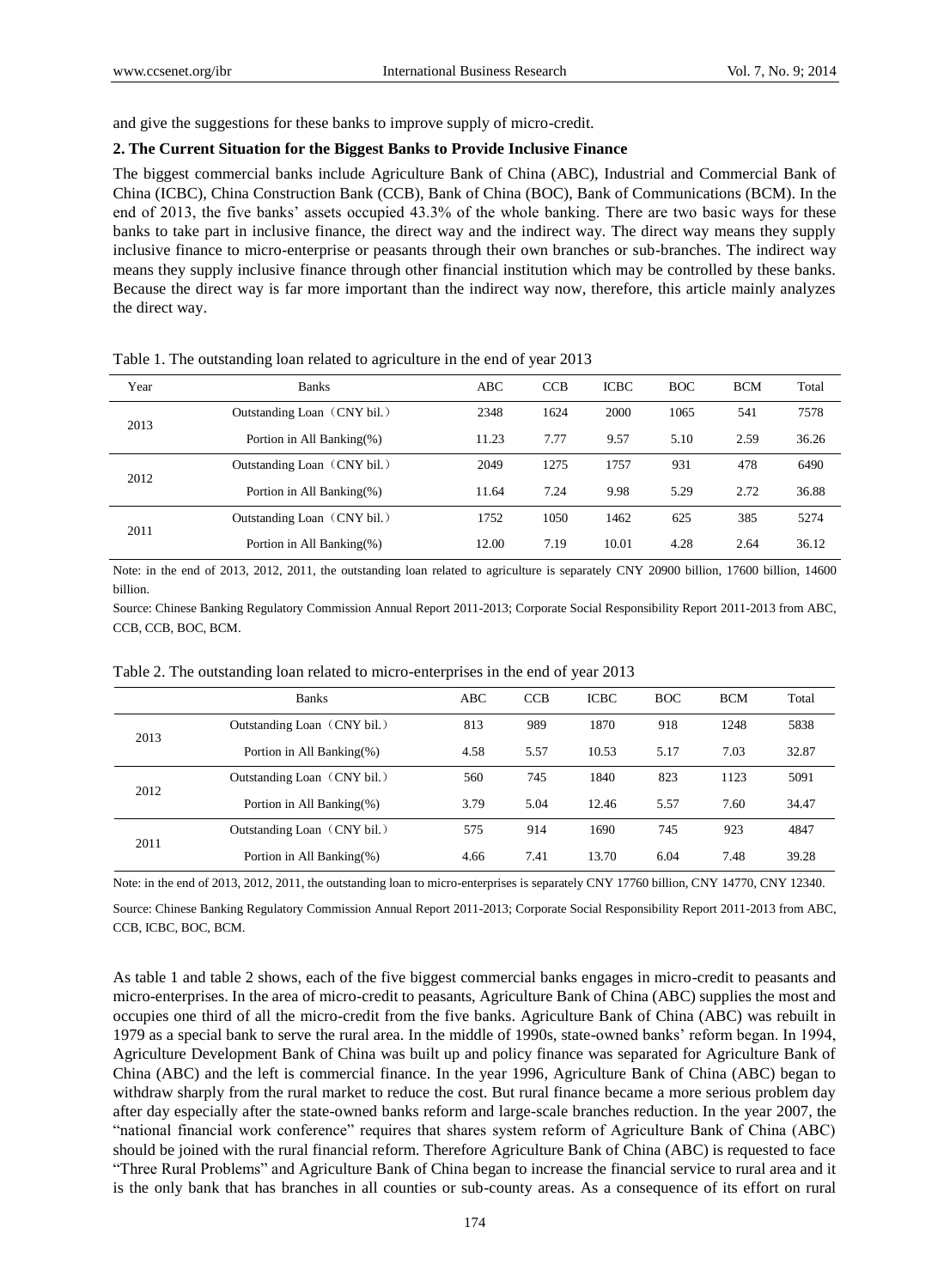and give the suggestions for these banks to improve supply of micro-credit.

## 2. The Current Situation for the Biggest Banks to Provide Inclusive Finance

The biggest commercial banks include Agriculture Bank of China (ABC), Industrial and Commercial Bank of China (ICBC), China Construction Bank (CCB), Bank of China (BOC), Bank of Communications (BCM). In the end of 2013, the five banks' assets occupied 43.3% of the whole banking. There are two basic ways for these banks to take part in inclusive finance, the direct way and the indirect way. The direct way means they supply inclusive finance to micro-enterprise or peasants through their own branches or sub-branches. The indirect way means they supply inclusive finance through other financial institution which may be controlled by these banks. Because the direct way is far more important than the indirect way now, therefore, this article mainly analyzes the direct way.

Table 1. The outstanding loan related to agriculture in the end of year 2013

| Year | Banks | ABC | CCB | ICBC | BOC | BCM | Total |
|---|---|---|---|---|---|---|---|
| 2013 | Outstanding Loan（CNY bil.） | 2348 | 1624 | 2000 | 1065 | 541 | 7578 |
| | Portion in All Banking(%) | 11.23 | 7.77 | 9.57 | 5.10 | 2.59 | 36.26 |
| 2012 | Outstanding Loan（CNY bil.） | 2049 | 1275 | 1757 | 931 | 478 | 6490 |
| | Portion in All Banking(%) | 11.64 | 7.24 | 9.98 | 5.29 | 2.72 | 36.88 |
| 2011 | Outstanding Loan（CNY bil.） | 1752 | 1050 | 1462 | 625 | 385 | 5274 |
| | Portion in All Banking(%) | 12.00 | 7.19 | 10.01 | 4.28 | 2.64 | 36.12 |

Note: in the end of 2013, 2012, 2011, the outstanding loan related to agriculture is separately CNY 20900 billion, 17600 billion, 14600 billion.

Source: Chinese Banking Regulatory Commission Annual Report 2011-2013; Corporate Social Responsibility Report 2011-2013 from ABC, CCB, CCB, BOC, BCM.

Table 2. The outstanding loan related to micro-enterprises in the end of year 2013

| | Banks | ABC | CCB | ICBC | BOC | BCM | Total |
|---|---|---|---|---|---|---|---|
| 2013 | Outstanding Loan（CNY bil.） | 813 | 989 | 1870 | 918 | 1248 | 5838 |
| | Portion in All Banking(%) | 4.58 | 5.57 | 10.53 | 5.17 | 7.03 | 32.87 |
| 2012 | Outstanding Loan（CNY bil.） | 560 | 745 | 1840 | 823 | 1123 | 5091 |
| | Portion in All Banking(%) | 3.79 | 5.04 | 12.46 | 5.57 | 7.60 | 34.47 |
| 2011 | Outstanding Loan（CNY bil.） | 575 | 914 | 1690 | 745 | 923 | 4847 |
| | Portion in All Banking(%) | 4.66 | 7.41 | 13.70 | 6.04 | 7.48 | 39.28 |

Note: in the end of 2013, 2012, 2011, the outstanding loan to micro-enterprises is separately CNY 17760 billion, CNY 14770, CNY 12340.

Source: Chinese Banking Regulatory Commission Annual Report 2011-2013; Corporate Social Responsibility Report 2011-2013 from ABC, CCB, ICBC, BOC, BCM.

As table 1 and table 2 shows, each of the five biggest commercial banks engages in micro-credit to peasants and micro-enterprises. In the area of micro-credit to peasants, Agriculture Bank of China (ABC) supplies the most and occupies one third of all the micro-credit from the five banks. Agriculture Bank of China (ABC) was rebuilt in 1979 as a special bank to serve the rural area. In the middle of 1990s, state-owned banks' reform began. In 1994, Agriculture Development Bank of China was built up and policy finance was separated for Agriculture Bank of China (ABC) and the left is commercial finance. In the year 1996, Agriculture Bank of China (ABC) began to withdraw sharply from the rural market to reduce the cost. But rural finance became a more serious problem day after day especially after the state-owned banks reform and large-scale branches reduction. In the year 2007, the "national financial work conference" requires that shares system reform of Agriculture Bank of China (ABC) should be joined with the rural financial reform. Therefore Agriculture Bank of China (ABC) is requested to face "Three Rural Problems" and Agriculture Bank of China began to increase the financial service to rural area and it is the only bank that has branches in all counties or sub-county areas. As a consequence of its effort on rural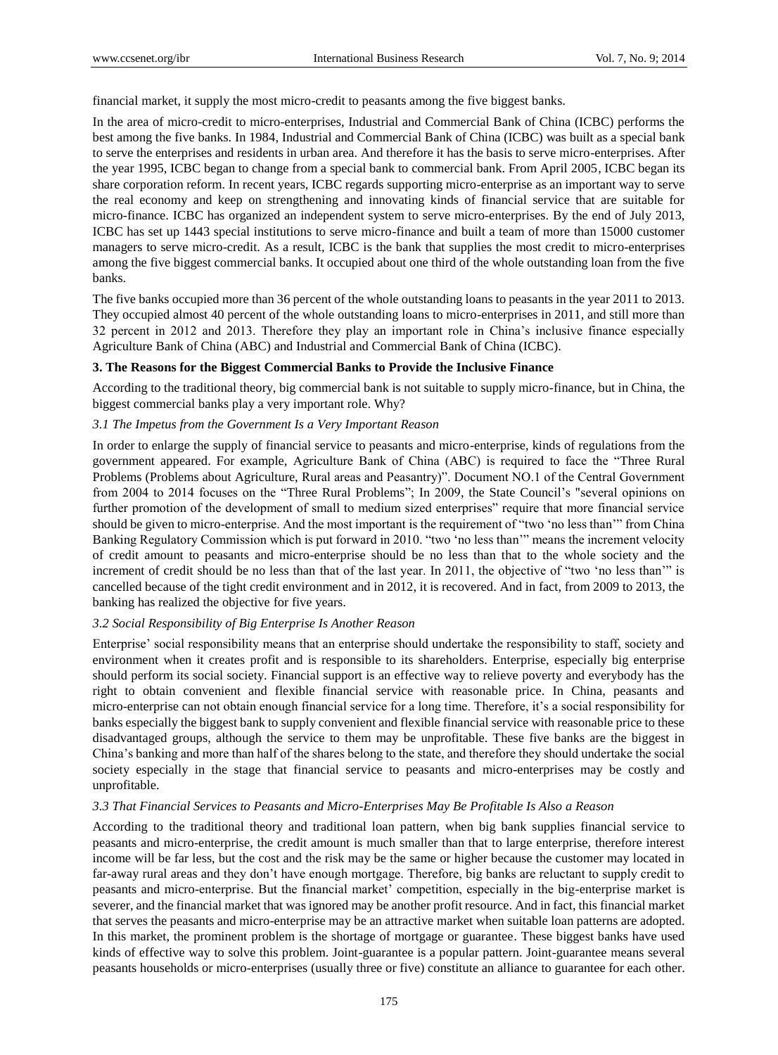financial market, it supply the most micro-credit to peasants among the five biggest banks.

In the area of micro-credit to micro-enterprises, Industrial and Commercial Bank of China (ICBC) performs the best among the five banks. In 1984, Industrial and Commercial Bank of China (ICBC) was built as a special bank to serve the enterprises and residents in urban area. And therefore it has the basis to serve micro-enterprises. After the year 1995, ICBC began to change from a special bank to commercial bank. From April 2005, ICBC began its share corporation reform. In recent years, ICBC regards supporting micro-enterprise as an important way to serve the real economy and keep on strengthening and innovating kinds of financial service that are suitable for micro-finance. ICBC has organized an independent system to serve micro-enterprises. By the end of July 2013, ICBC has set up 1443 special institutions to serve micro-finance and built a team of more than 15000 customer managers to serve micro-credit. As a result, ICBC is the bank that supplies the most credit to micro-enterprises among the five biggest commercial banks. It occupied about one third of the whole outstanding loan from the five banks.

The five banks occupied more than 36 percent of the whole outstanding loans to peasants in the year 2011 to 2013. They occupied almost 40 percent of the whole outstanding loans to micro-enterprises in 2011, and still more than 32 percent in 2012 and 2013. Therefore they play an important role in China's inclusive finance especially Agriculture Bank of China (ABC) and Industrial and Commercial Bank of China (ICBC).

## 3. The Reasons for the Biggest Commercial Banks to Provide the Inclusive Finance

According to the traditional theory, big commercial bank is not suitable to supply micro-finance, but in China, the biggest commercial banks play a very important role. Why?

### *3.1 The Impetus from the Government Is a Very Important Reason*

In order to enlarge the supply of financial service to peasants and micro-enterprise, kinds of regulations from the government appeared. For example, Agriculture Bank of China (ABC) is required to face the "Three Rural Problems (Problems about Agriculture, Rural areas and Peasantry)". Document NO.1 of the Central Government from 2004 to 2014 focuses on the "Three Rural Problems"; In 2009, the State Council's "several opinions on further promotion of the development of small to medium sized enterprises" require that more financial service should be given to micro-enterprise. And the most important is the requirement of "two 'no less than'" from China Banking Regulatory Commission which is put forward in 2010. "two 'no less than'" means the increment velocity of credit amount to peasants and micro-enterprise should be no less than that to the whole society and the increment of credit should be no less than that of the last year. In 2011, the objective of "two 'no less than'" is cancelled because of the tight credit environment and in 2012, it is recovered. And in fact, from 2009 to 2013, the banking has realized the objective for five years.

### *3.2 Social Responsibility of Big Enterprise Is Another Reason*

Enterprise' social responsibility means that an enterprise should undertake the responsibility to staff, society and environment when it creates profit and is responsible to its shareholders. Enterprise, especially big enterprise should perform its social society. Financial support is an effective way to relieve poverty and everybody has the right to obtain convenient and flexible financial service with reasonable price. In China, peasants and micro-enterprise can not obtain enough financial service for a long time. Therefore, it's a social responsibility for banks especially the biggest bank to supply convenient and flexible financial service with reasonable price to these disadvantaged groups, although the service to them may be unprofitable. These five banks are the biggest in China's banking and more than half of the shares belong to the state, and therefore they should undertake the social society especially in the stage that financial service to peasants and micro-enterprises may be costly and unprofitable.

### *3.3 That Financial Services to Peasants and Micro-Enterprises May Be Profitable Is Also a Reason*

According to the traditional theory and traditional loan pattern, when big bank supplies financial service to peasants and micro-enterprise, the credit amount is much smaller than that to large enterprise, therefore interest income will be far less, but the cost and the risk may be the same or higher because the customer may located in far-away rural areas and they don't have enough mortgage. Therefore, big banks are reluctant to supply credit to peasants and micro-enterprise. But the financial market' competition, especially in the big-enterprise market is severer, and the financial market that was ignored may be another profit resource. And in fact, this financial market that serves the peasants and micro-enterprise may be an attractive market when suitable loan patterns are adopted. In this market, the prominent problem is the shortage of mortgage or guarantee. These biggest banks have used kinds of effective way to solve this problem. Joint-guarantee is a popular pattern. Joint-guarantee means several peasants households or micro-enterprises (usually three or five) constitute an alliance to guarantee for each other.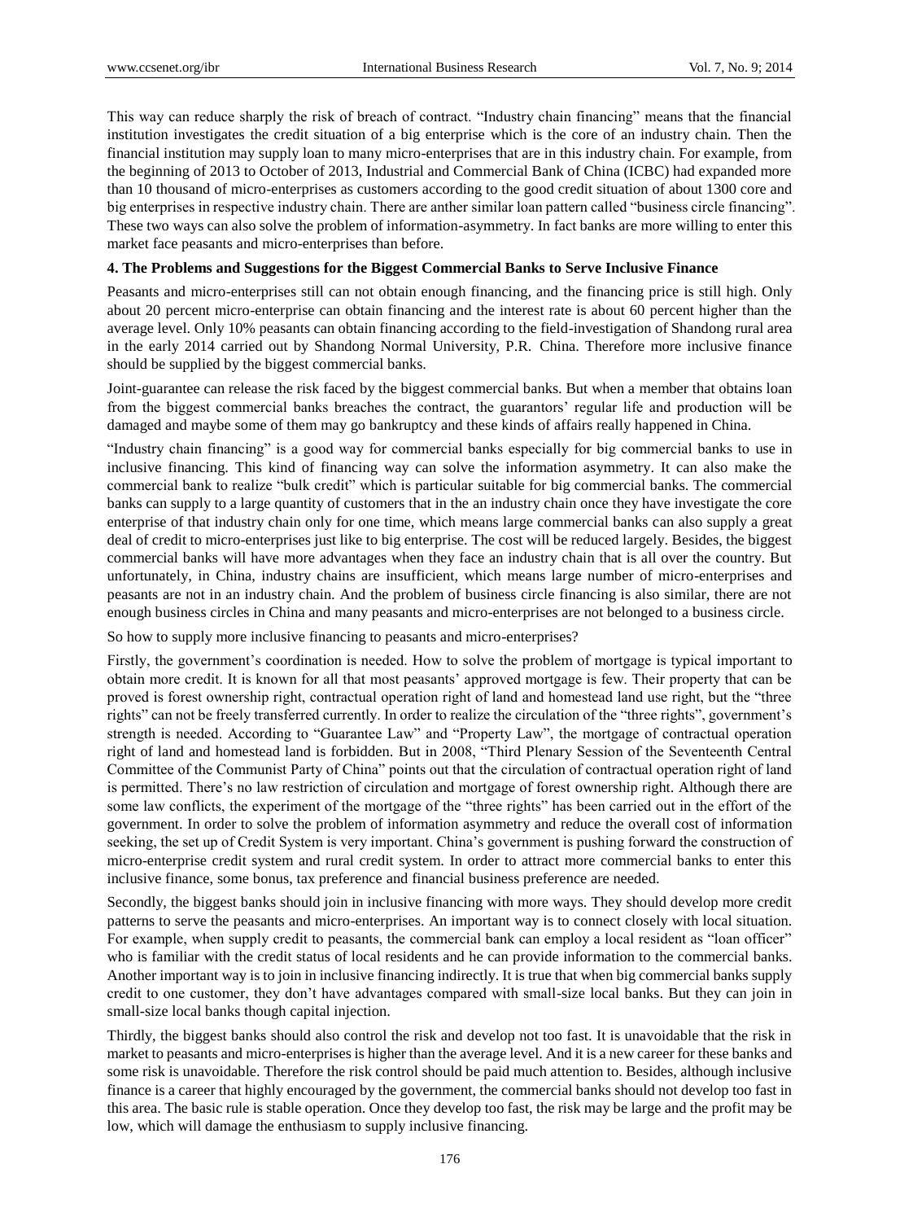This way can reduce sharply the risk of breach of contract. "Industry chain financing" means that the financial institution investigates the credit situation of a big enterprise which is the core of an industry chain. Then the financial institution may supply loan to many micro-enterprises that are in this industry chain. For example, from the beginning of 2013 to October of 2013, Industrial and Commercial Bank of China (ICBC) had expanded more than 10 thousand of micro-enterprises as customers according to the good credit situation of about 1300 core and big enterprises in respective industry chain. There are anther similar loan pattern called "business circle financing". These two ways can also solve the problem of information-asymmetry. In fact banks are more willing to enter this market face peasants and micro-enterprises than before.

#### 4. The Problems and Suggestions for the Biggest Commercial Banks to Serve Inclusive Finance

Peasants and micro-enterprises still can not obtain enough financing, and the financing price is still high. Only about 20 percent micro-enterprise can obtain financing and the interest rate is about 60 percent higher than the average level. Only 10% peasants can obtain financing according to the field-investigation of Shandong rural area in the early 2014 carried out by Shandong Normal University, P.R. China. Therefore more inclusive finance should be supplied by the biggest commercial banks.

Joint-guarantee can release the risk faced by the biggest commercial banks. But when a member that obtains loan from the biggest commercial banks breaches the contract, the guarantors' regular life and production will be damaged and maybe some of them may go bankruptcy and these kinds of affairs really happened in China.

"Industry chain financing" is a good way for commercial banks especially for big commercial banks to use in inclusive financing. This kind of financing way can solve the information asymmetry. It can also make the commercial bank to realize "bulk credit" which is particular suitable for big commercial banks. The commercial banks can supply to a large quantity of customers that in the an industry chain once they have investigate the core enterprise of that industry chain only for one time, which means large commercial banks can also supply a great deal of credit to micro-enterprises just like to big enterprise. The cost will be reduced largely. Besides, the biggest commercial banks will have more advantages when they face an industry chain that is all over the country. But unfortunately, in China, industry chains are insufficient, which means large number of micro-enterprises and peasants are not in an industry chain. And the problem of business circle financing is also similar, there are not enough business circles in China and many peasants and micro-enterprises are not belonged to a business circle.

So how to supply more inclusive financing to peasants and micro-enterprises?

Firstly, the government's coordination is needed. How to solve the problem of mortgage is typical important to obtain more credit. It is known for all that most peasants' approved mortgage is few. Their property that can be proved is forest ownership right, contractual operation right of land and homestead land use right, but the "three rights" can not be freely transferred currently. In order to realize the circulation of the "three rights", government's strength is needed. According to "Guarantee Law" and "Property Law", the mortgage of contractual operation right of land and homestead land is forbidden. But in 2008, "Third Plenary Session of the Seventeenth Central Committee of the Communist Party of China" points out that the circulation of contractual operation right of land is permitted. There's no law restriction of circulation and mortgage of forest ownership right. Although there are some law conflicts, the experiment of the mortgage of the "three rights" has been carried out in the effort of the government. In order to solve the problem of information asymmetry and reduce the overall cost of information seeking, the set up of Credit System is very important. China's government is pushing forward the construction of micro-enterprise credit system and rural credit system. In order to attract more commercial banks to enter this inclusive finance, some bonus, tax preference and financial business preference are needed.

Secondly, the biggest banks should join in inclusive financing with more ways. They should develop more credit patterns to serve the peasants and micro-enterprises. An important way is to connect closely with local situation. For example, when supply credit to peasants, the commercial bank can employ a local resident as "loan officer" who is familiar with the credit status of local residents and he can provide information to the commercial banks. Another important way is to join in inclusive financing indirectly. It is true that when big commercial banks supply credit to one customer, they don't have advantages compared with small-size local banks. But they can join in small-size local banks though capital injection.

Thirdly, the biggest banks should also control the risk and develop not too fast. It is unavoidable that the risk in market to peasants and micro-enterprises is higher than the average level. And it is a new career for these banks and some risk is unavoidable. Therefore the risk control should be paid much attention to. Besides, although inclusive finance is a career that highly encouraged by the government, the commercial banks should not develop too fast in this area. The basic rule is stable operation. Once they develop too fast, the risk may be large and the profit may be low, which will damage the enthusiasm to supply inclusive financing.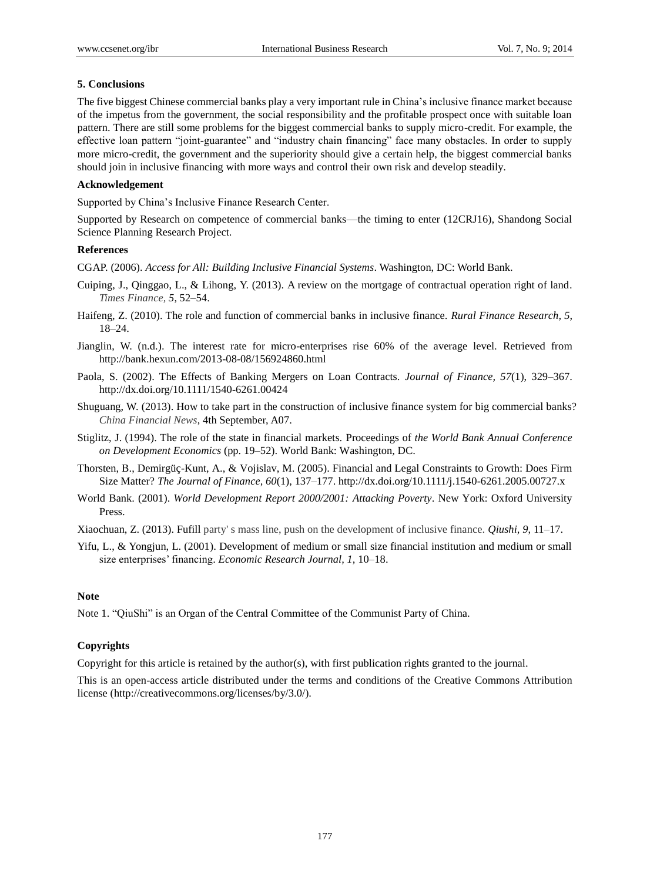## 5. Conclusions

The five biggest Chinese commercial banks play a very important rule in China's inclusive finance market because of the impetus from the government, the social responsibility and the profitable prospect once with suitable loan pattern. There are still some problems for the biggest commercial banks to supply micro-credit. For example, the effective loan pattern "joint-guarantee" and "industry chain financing" face many obstacles. In order to supply more micro-credit, the government and the superiority should give a certain help, the biggest commercial banks should join in inclusive financing with more ways and control their own risk and develop steadily.

## Acknowledgement

Supported by China's Inclusive Finance Research Center.

Supported by Research on competence of commercial banks—the timing to enter (12CRJ16), Shandong Social Science Planning Research Project.

## References

CGAP. (2006). *Access for All: Building Inclusive Financial Systems*. Washington, DC: World Bank.

Cuiping, J., Qinggao, L., & Lihong, Y. (2013). A review on the mortgage of contractual operation right of land. *Times Finance*, *5*, 52–54.

Haifeng, Z. (2010). The role and function of commercial banks in inclusive finance. *Rural Finance Research, 5*, 18–24.

Jianglin, W. (n.d.). The interest rate for micro-enterprises rise 60% of the average level. Retrieved from http://bank.hexun.com/2013-08-08/156924860.html

Paola, S. (2002). The Effects of Banking Mergers on Loan Contracts. *Journal of Finance, 57*(1), 329–367. http://dx.doi.org/10.1111/1540-6261.00424

Shuguang, W. (2013). How to take part in the construction of inclusive finance system for big commercial banks? *China Financial News*, 4th September, A07.

Stiglitz, J. (1994). The role of the state in financial markets. Proceedings of *the World Bank Annual Conference on Development Economics* (pp. 19–52). World Bank: Washington, DC.

Thorsten, B., Demirgüç-Kunt, A., & Vojislav, M. (2005). Financial and Legal Constraints to Growth: Does Firm Size Matter? *The Journal of Finance, 60*(1), 137–177. http://dx.doi.org/10.1111/j.1540-6261.2005.00727.x

World Bank. (2001). *World Development Report 2000/2001: Attacking Poverty*. New York: Oxford University Press.

Xiaochuan, Z. (2013). Fufill party' s mass line, push on the development of inclusive finance. *Qiushi*, *9*, 11–17.

Yifu, L., & Yongjun, L. (2001). Development of medium or small size financial institution and medium or small size enterprises' financing. *Economic Research Journal, 1*, 10–18.

## Note

Note 1. "QiuShi" is an Organ of the Central Committee of the Communist Party of China.

## Copyrights

Copyright for this article is retained by the author(s), with first publication rights granted to the journal.

This is an open-access article distributed under the terms and conditions of the Creative Commons Attribution license (http://creativecommons.org/licenses/by/3.0/).